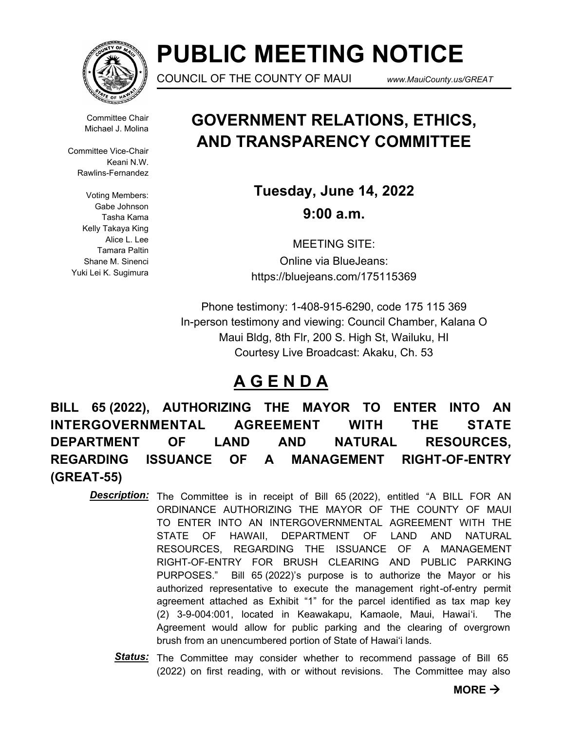# PUBLIC MEETING NOTICE

COUNCIL OF THE COUNTY OF MAUI *www.MauiCounty.us/GREAT*

Committee Chair
Michael J. Molina

Committee Vice-Chair
Keani N.W. Rawlins-Fernandez

Voting Members:
Gabe Johnson
Tasha Kama
Kelly Takaya King
Alice L. Lee
Tamara Paltin
Shane M. Sinenci
Yuki Lei K. Sugimura

## GOVERNMENT RELATIONS, ETHICS, AND TRANSPARENCY COMMITTEE

**Tuesday, June 14, 2022**

**9:00 a.m.**

MEETING SITE:
Online via BlueJeans:
https://bluejeans.com/175115369

Phone testimony: 1-408-915-6290, code 175 115 369
In-person testimony and viewing: Council Chamber, Kalana O Maui Bldg, 8th Flr, 200 S. High St, Wailuku, HI
Courtesy Live Broadcast: Akaku, Ch. 53

## A G E N D A

### BILL 65 (2022), AUTHORIZING THE MAYOR TO ENTER INTO AN INTERGOVERNMENTAL AGREEMENT WITH THE STATE DEPARTMENT OF LAND AND NATURAL RESOURCES, REGARDING ISSUANCE OF A MANAGEMENT RIGHT-OF-ENTRY (GREAT-55)

***Description:*** The Committee is in receipt of Bill 65 (2022), entitled "A BILL FOR AN ORDINANCE AUTHORIZING THE MAYOR OF THE COUNTY OF MAUI TO ENTER INTO AN INTERGOVERNMENTAL AGREEMENT WITH THE STATE OF HAWAII, DEPARTMENT OF LAND AND NATURAL RESOURCES, REGARDING THE ISSUANCE OF A MANAGEMENT RIGHT-OF-ENTRY FOR BRUSH CLEARING AND PUBLIC PARKING PURPOSES." Bill 65 (2022)'s purpose is to authorize the Mayor or his authorized representative to execute the management right-of-entry permit agreement attached as Exhibit "1" for the parcel identified as tax map key (2) 3-9-004:001, located in Keawakapu, Kamaole, Maui, Hawai'i. The Agreement would allow for public parking and the clearing of overgrown brush from an unencumbered portion of State of Hawai'i lands.

***Status:*** The Committee may consider whether to recommend passage of Bill 65 (2022) on first reading, with or without revisions. The Committee may also

**MORE →**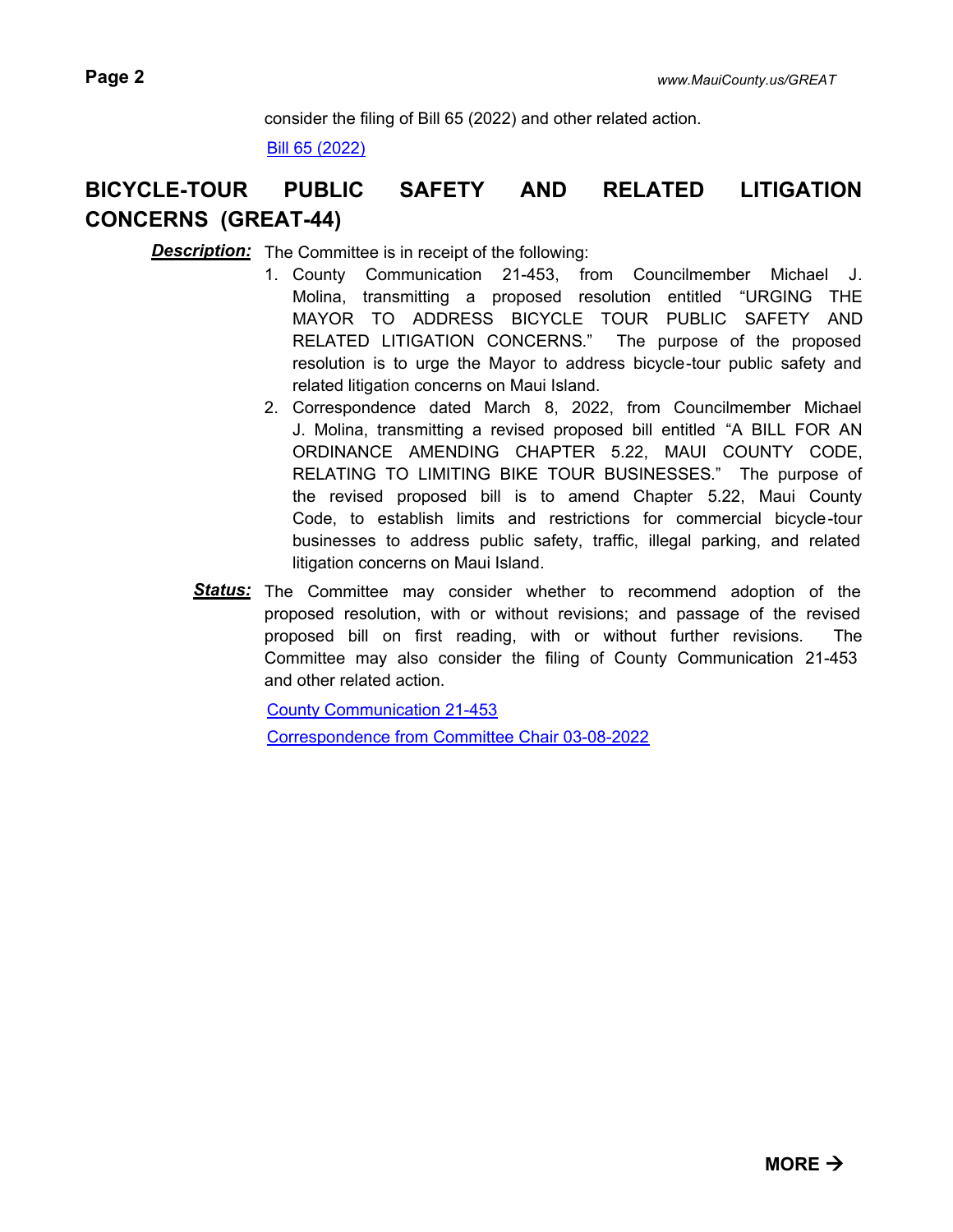consider the filing of Bill 65 (2022) and other related action.

[Bill 65 (2022)]

## BICYCLE-TOUR PUBLIC SAFETY AND RELATED LITIGATION CONCERNS (GREAT-44)

***Description:*** The Committee is in receipt of the following:

1. County Communication 21-453, from Councilmember Michael J. Molina, transmitting a proposed resolution entitled "URGING THE MAYOR TO ADDRESS BICYCLE TOUR PUBLIC SAFETY AND RELATED LITIGATION CONCERNS." The purpose of the proposed resolution is to urge the Mayor to address bicycle-tour public safety and related litigation concerns on Maui Island.
2. Correspondence dated March 8, 2022, from Councilmember Michael J. Molina, transmitting a revised proposed bill entitled "A BILL FOR AN ORDINANCE AMENDING CHAPTER 5.22, MAUI COUNTY CODE, RELATING TO LIMITING BIKE TOUR BUSINESSES." The purpose of the revised proposed bill is to amend Chapter 5.22, Maui County Code, to establish limits and restrictions for commercial bicycle-tour businesses to address public safety, traffic, illegal parking, and related litigation concerns on Maui Island.

***Status:*** The Committee may consider whether to recommend adoption of the proposed resolution, with or without revisions; and passage of the revised proposed bill on first reading, with or without further revisions. The Committee may also consider the filing of County Communication 21-453 and other related action.

[County Communication 21-453]

[Correspondence from Committee Chair 03-08-2022]

**MORE →**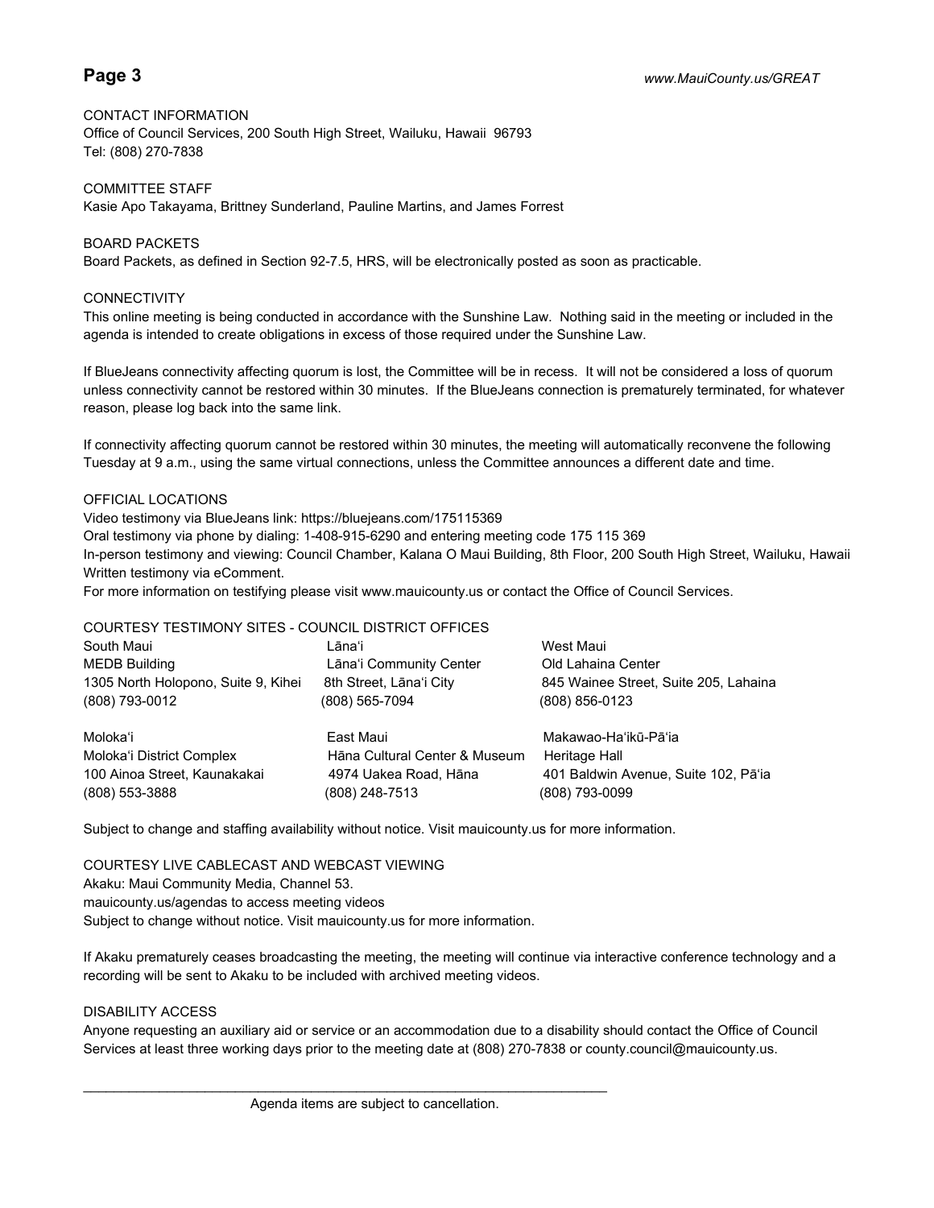CONTACT INFORMATION
Office of Council Services, 200 South High Street, Wailuku, Hawaii 96793
Tel: (808) 270-7838

COMMITTEE STAFF
Kasie Apo Takayama, Brittney Sunderland, Pauline Martins, and James Forrest

BOARD PACKETS
Board Packets, as defined in Section 92-7.5, HRS, will be electronically posted as soon as practicable.

CONNECTIVITY
This online meeting is being conducted in accordance with the Sunshine Law. Nothing said in the meeting or included in the agenda is intended to create obligations in excess of those required under the Sunshine Law.

If BlueJeans connectivity affecting quorum is lost, the Committee will be in recess. It will not be considered a loss of quorum unless connectivity cannot be restored within 30 minutes. If the BlueJeans connection is prematurely terminated, for whatever reason, please log back into the same link.

If connectivity affecting quorum cannot be restored within 30 minutes, the meeting will automatically reconvene the following Tuesday at 9 a.m., using the same virtual connections, unless the Committee announces a different date and time.

OFFICIAL LOCATIONS
Video testimony via BlueJeans link: https://bluejeans.com/175115369
Oral testimony via phone by dialing: 1-408-915-6290 and entering meeting code 175 115 369
In-person testimony and viewing: Council Chamber, Kalana O Maui Building, 8th Floor, 200 South High Street, Wailuku, Hawaii
Written testimony via eComment.
For more information on testifying please visit www.mauicounty.us or contact the Office of Council Services.

COURTESY TESTIMONY SITES - COUNCIL DISTRICT OFFICES

| | | |
|---|---|---|
| South Maui | Lānaʻi | West Maui |
| MEDB Building | Lānaʻi Community Center | Old Lahaina Center |
| 1305 North Holopono, Suite 9, Kihei | 8th Street, Lānaʻi City | 845 Wainee Street, Suite 205, Lahaina |
| (808) 793-0012 | (808) 565-7094 | (808) 856-0123 |
| | | |
| Molokaʻi | East Maui | Makawao-Haʻikū-Pāʻia |
| Molokaʻi District Complex | Hāna Cultural Center & Museum | Heritage Hall |
| 100 Ainoa Street, Kaunakakai | 4974 Uakea Road, Hāna | 401 Baldwin Avenue, Suite 102, Pāʻia |
| (808) 553-3888 | (808) 248-7513 | (808) 793-0099 |

Subject to change and staffing availability without notice. Visit mauicounty.us for more information.

COURTESY LIVE CABLECAST AND WEBCAST VIEWING
Akaku: Maui Community Media, Channel 53.
mauicounty.us/agendas to access meeting videos
Subject to change without notice. Visit mauicounty.us for more information.

If Akaku prematurely ceases broadcasting the meeting, the meeting will continue via interactive conference technology and a recording will be sent to Akaku to be included with archived meeting videos.

DISABILITY ACCESS
Anyone requesting an auxiliary aid or service or an accommodation due to a disability should contact the Office of Council Services at least three working days prior to the meeting date at (808) 270-7838 or county.council@mauicounty.us.

Agenda items are subject to cancellation.